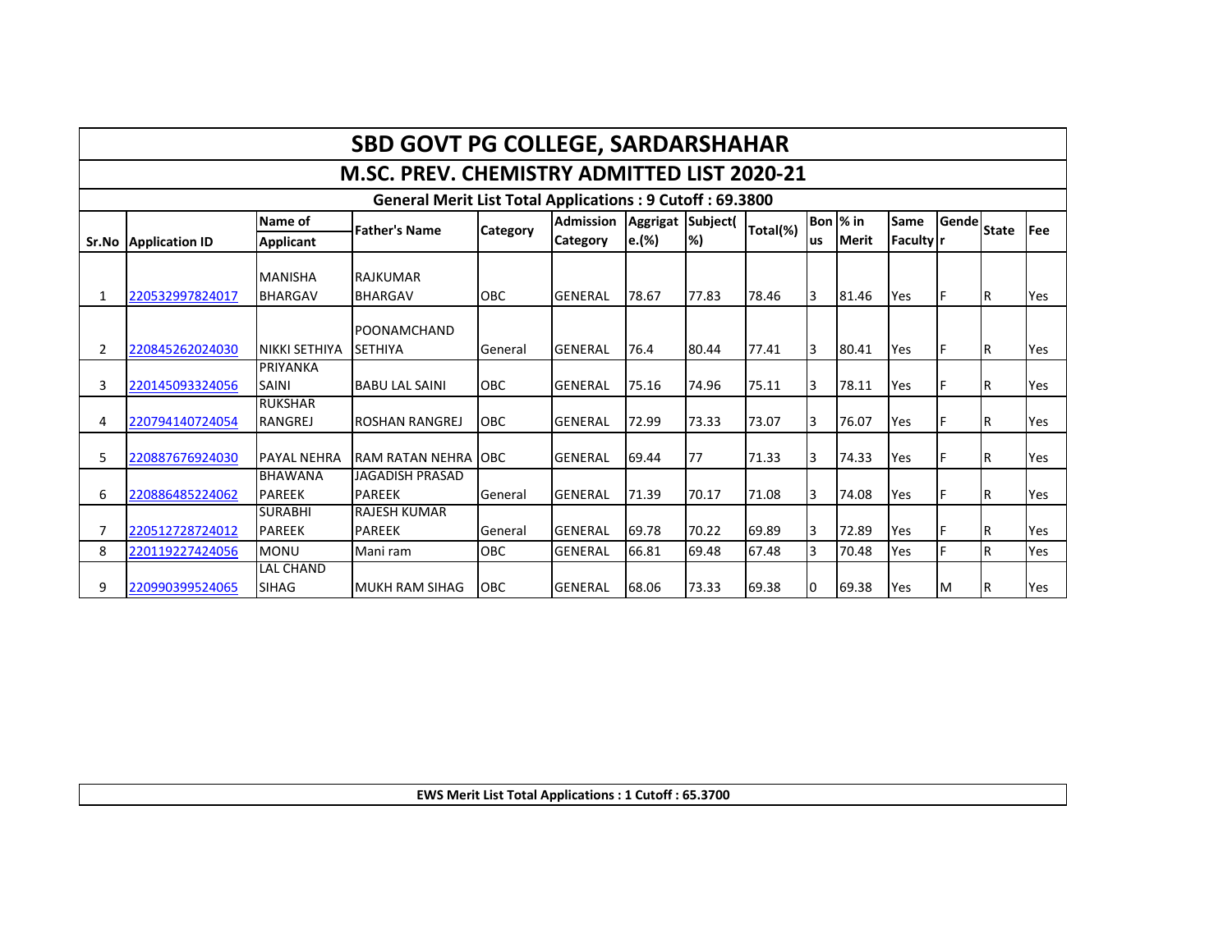# SBD GOVT PG COLLEGE, SARDARSHAHAR

## M.SC. PREV. CHEMISTRY ADMITTED LIST 2020-21

### General Merit List Total Applications : 9 Cutoff : 69.3800

| Sr.No | Application ID | Name of Applicant | Father's Name | Category | Admission Category | Aggrigate.(%) | Subject(%) | Total(%) | Bonus | % in Merit | Same Faculty | Gender | State | Fee |
|---|---|---|---|---|---|---|---|---|---|---|---|---|---|---|
| 1 | 220532997824017 | MANISHA BHARGAV | RAJKUMAR BHARGAV | OBC | GENERAL | 78.67 | 77.83 | 78.46 | 3 | 81.46 | Yes | F | R | Yes |
| 2 | 220845262024030 | NIKKI SETHIYA | POONAMCHAND SETHIYA | General | GENERAL | 76.4 | 80.44 | 77.41 | 3 | 80.41 | Yes | F | R | Yes |
| 3 | 220145093324056 | PRIYANKA SAINI | BABU LAL SAINI | OBC | GENERAL | 75.16 | 74.96 | 75.11 | 3 | 78.11 | Yes | F | R | Yes |
| 4 | 220794140724054 | RUKSHAR RANGREJ | ROSHAN RANGREJ | OBC | GENERAL | 72.99 | 73.33 | 73.07 | 3 | 76.07 | Yes | F | R | Yes |
| 5 | 220887676924030 | PAYAL NEHRA | RAM RATAN NEHRA | OBC | GENERAL | 69.44 | 77 | 71.33 | 3 | 74.33 | Yes | F | R | Yes |
| 6 | 220886485224062 | BHAWANA PAREEK | JAGADISH PRASAD PAREEK | General | GENERAL | 71.39 | 70.17 | 71.08 | 3 | 74.08 | Yes | F | R | Yes |
| 7 | 220512728724012 | SURABHI PAREEK | RAJESH KUMAR PAREEK | General | GENERAL | 69.78 | 70.22 | 69.89 | 3 | 72.89 | Yes | F | R | Yes |
| 8 | 220119227424056 | MONU | Mani ram | OBC | GENERAL | 66.81 | 69.48 | 67.48 | 3 | 70.48 | Yes | F | R | Yes |
| 9 | 220990399524065 | LAL CHAND SIHAG | MUKH RAM SIHAG | OBC | GENERAL | 68.06 | 73.33 | 69.38 | 0 | 69.38 | Yes | M | R | Yes |

### EWS Merit List Total Applications : 1 Cutoff : 65.3700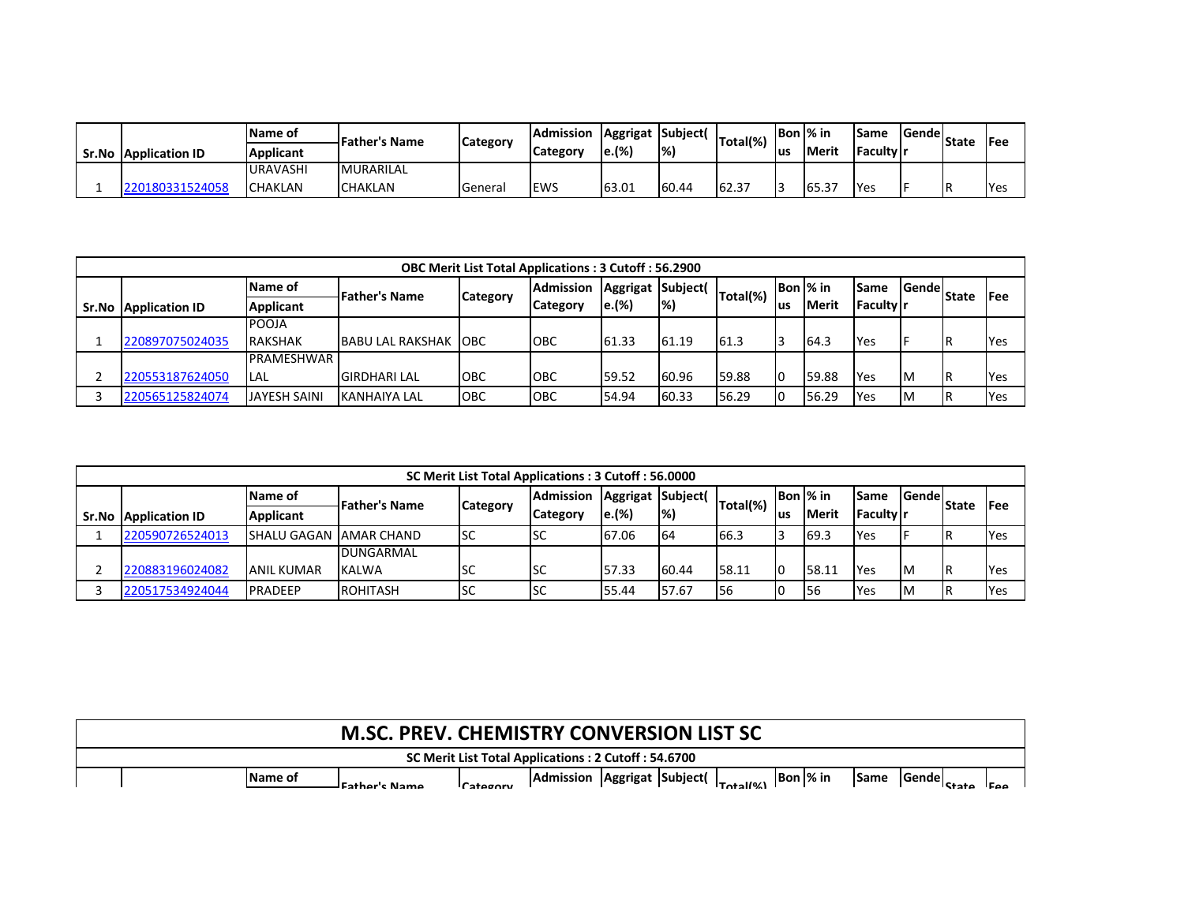| Sr.No | Application ID | Name of Applicant | Father's Name | Category | Admission Category | Aggregate.(%) | Subject(%) | Total(%) | Bonus | % in Merit | Same Faculty | Gender | State | Fee |
|---|---|---|---|---|---|---|---|---|---|---|---|---|---|---|
| 1 | 220180331524058 | URAVASHI CHAKLAN | MURARILAL CHAKLAN | General | EWS | 63.01 | 60.44 | 62.37 | 3 | 65.37 | Yes | F | R | Yes |

| OBC Merit List Total Applications : 3 Cutoff : 56.2900 | | | | | | | | | | | | | | |
|---|---|---|---|---|---|---|---|---|---|---|---|---|---|---|
| Sr.No | Application ID | Name of Applicant | Father's Name | Category | Admission Category | Aggregate.(%) | Subject(%) | Total(%) | Bonus | % in Merit | Same Faculty | Gender | State | Fee |
| 1 | 220897075024035 | POOJA RAKSHAK | BABU LAL RAKSHAK | OBC | OBC | 61.33 | 61.19 | 61.3 | 3 | 64.3 | Yes | F | R | Yes |
| 2 | 220553187624050 | PRAMESHWAR LAL | GIRDHARI LAL | OBC | OBC | 59.52 | 60.96 | 59.88 | 0 | 59.88 | Yes | M | R | Yes |
| 3 | 220565125824074 | JAYESH SAINI | KANHAIYA LAL | OBC | OBC | 54.94 | 60.33 | 56.29 | 0 | 56.29 | Yes | M | R | Yes |

| SC Merit List Total Applications : 3 Cutoff : 56.0000 | | | | | | | | | | | | | | |
|---|---|---|---|---|---|---|---|---|---|---|---|---|---|---|
| Sr.No | Application ID | Name of Applicant | Father's Name | Category | Admission Category | Aggregate.(%) | Subject(%) | Total(%) | Bonus | % in Merit | Same Faculty | Gender | State | Fee |
| 1 | 220590726524013 | SHALU GAGAN | AMAR CHAND | SC | SC | 67.06 | 64 | 66.3 | 3 | 69.3 | Yes | F | R | Yes |
| 2 | 220883196024082 | ANIL KUMAR | DUNGARMAL KALWA | SC | SC | 57.33 | 60.44 | 58.11 | 0 | 58.11 | Yes | M | R | Yes |
| 3 | 220517534924044 | PRADEEP | ROHITASH | SC | SC | 55.44 | 57.67 | 56 | 0 | 56 | Yes | M | R | Yes |

# M.SC. PREV. CHEMISTRY CONVERSION LIST SC

| SC Merit List Total Applications : 2 Cutoff : 54.6700 | | | | | | | | | | | | | | |
|---|---|---|---|---|---|---|---|---|---|---|---|---|---|---|
| Sr.No | Application ID | Name of Applicant | Father's Name | Category | Admission Category | Aggregate.(%) | Subject(%) | Total(%) | Bonus | % in Merit | Same Faculty | Gender | State | Fee |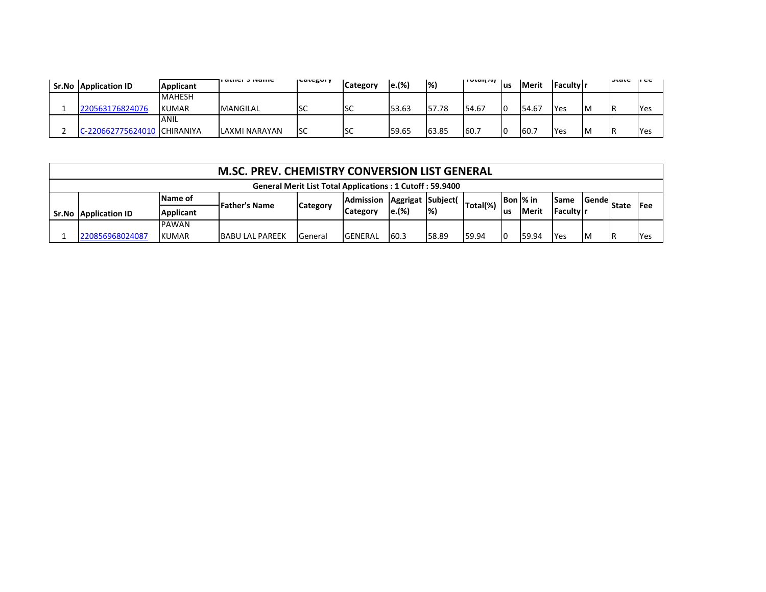| Sr.No | Application ID | Name of Applicant | Father's Name | Category | Admission Category | Aggregate.(%) | Subject(%) | Total(%) | Bonus | % in Merit | Same Faculty | Gender | State | Fee |
|---|---|---|---|---|---|---|---|---|---|---|---|---|---|---|
| 1 | 220563176824076 | MAHESH KUMAR | MANGILAL | SC | SC | 53.63 | 57.78 | 54.67 | 0 | 54.67 | Yes | M | R | Yes |
| 2 | C-220662775624010 | ANIL CHIRANIYA | LAXMI NARAYAN | SC | SC | 59.65 | 63.85 | 60.7 | 0 | 60.7 | Yes | M | R | Yes |

## M.SC. PREV. CHEMISTRY CONVERSION LIST GENERAL

**General Merit List Total Applications : 1 Cutoff : 59.9400**

| Sr.No | Application ID | Name of Applicant | Father's Name | Category | Admission Category | Aggregate.(%) | Subject(%) | Total(%) | Bonus | % in Merit | Same Faculty | Gender | State | Fee |
|---|---|---|---|---|---|---|---|---|---|---|---|---|---|---|
| 1 | 220856968024087 | PAWAN KUMAR | BABU LAL PAREEK | General | GENERAL | 60.3 | 58.89 | 59.94 | 0 | 59.94 | Yes | M | R | Yes |